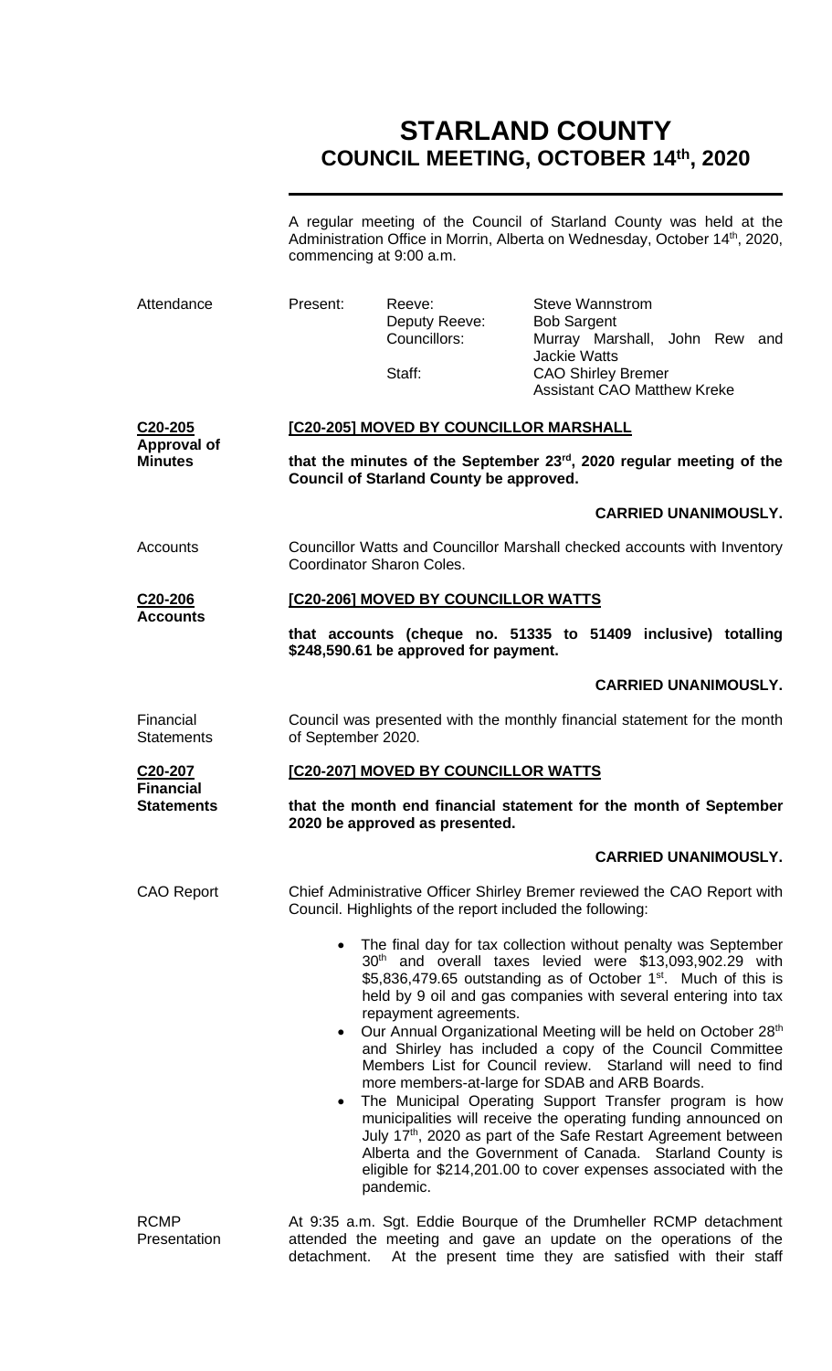# STARLAND COUNTY
# COUNCIL MEETING, OCTOBER 14th, 2020

A regular meeting of the Council of Starland County was held at the Administration Office in Morrin, Alberta on Wednesday, October 14th, 2020, commencing at 9:00 a.m.

| Attendance | Present: | Reeve: | Steve Wannstrom |
|---|---|---|---|
| | | Deputy Reeve: | Bob Sargent |
| | | Councillors: | Murray Marshall, John Rew and Jackie Watts |
| | | Staff: | CAO Shirley Bremer |
| | | | Assistant CAO Matthew Kreke |

**C20-205**
**Approval of Minutes**

**[C20-205] MOVED BY COUNCILLOR MARSHALL**

**that the minutes of the September 23rd, 2020 regular meeting of the Council of Starland County be approved.**

**CARRIED UNANIMOUSLY.**

Accounts

Councillor Watts and Councillor Marshall checked accounts with Inventory Coordinator Sharon Coles.

**C20-206**
**Accounts**

**[C20-206] MOVED BY COUNCILLOR WATTS**

**that accounts (cheque no. 51335 to 51409 inclusive) totalling $248,590.61 be approved for payment.**

**CARRIED UNANIMOUSLY.**

Financial Statements

Council was presented with the monthly financial statement for the month of September 2020.

**C20-207**
**Financial Statements**

**[C20-207] MOVED BY COUNCILLOR WATTS**

**that the month end financial statement for the month of September 2020 be approved as presented.**

**CARRIED UNANIMOUSLY.**

CAO Report

Chief Administrative Officer Shirley Bremer reviewed the CAO Report with Council. Highlights of the report included the following:

- The final day for tax collection without penalty was September 30th and overall taxes levied were $13,093,902.29 with $5,836,479.65 outstanding as of October 1st. Much of this is held by 9 oil and gas companies with several entering into tax repayment agreements.
- Our Annual Organizational Meeting will be held on October 28th and Shirley has included a copy of the Council Committee Members List for Council review. Starland will need to find more members-at-large for SDAB and ARB Boards.
- The Municipal Operating Support Transfer program is how municipalities will receive the operating funding announced on July 17th, 2020 as part of the Safe Restart Agreement between Alberta and the Government of Canada. Starland County is eligible for $214,201.00 to cover expenses associated with the pandemic.

RCMP Presentation

At 9:35 a.m. Sgt. Eddie Bourque of the Drumheller RCMP detachment attended the meeting and gave an update on the operations of the detachment. At the present time they are satisfied with their staff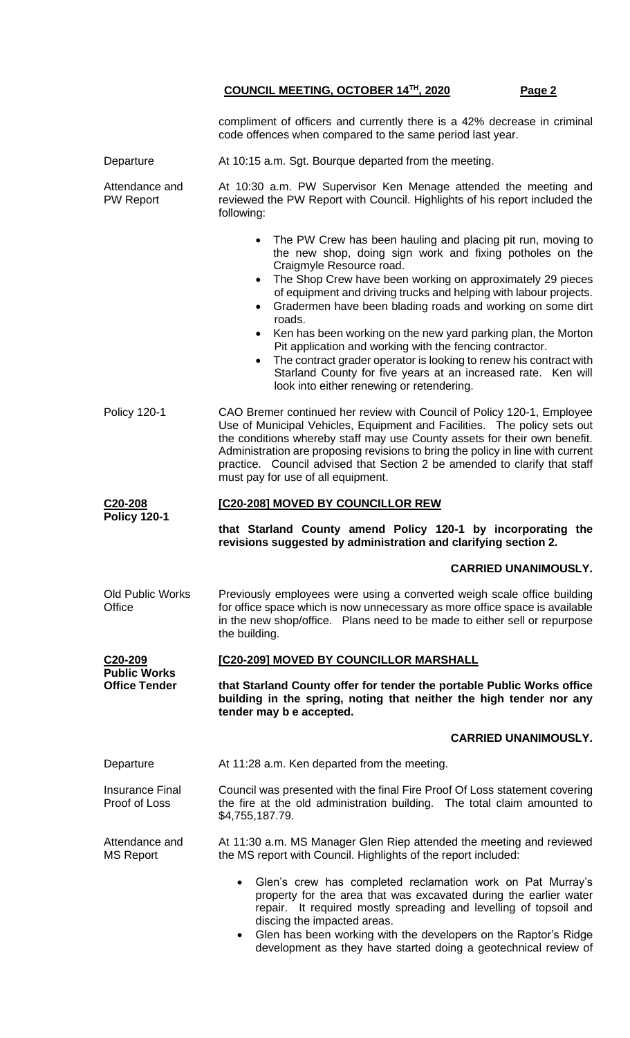compliment of officers and currently there is a 42% decrease in criminal code offences when compared to the same period last year.

**Departure**
At 10:15 a.m. Sgt. Bourque departed from the meeting.

**Attendance and PW Report**
At 10:30 a.m. PW Supervisor Ken Menage attended the meeting and reviewed the PW Report with Council. Highlights of his report included the following:

- The PW Crew has been hauling and placing pit run, moving to the new shop, doing sign work and fixing potholes on the Craigmyle Resource road.
- The Shop Crew have been working on approximately 29 pieces of equipment and driving trucks and helping with labour projects.
- Gradermen have been blading roads and working on some dirt roads.
- Ken has been working on the new yard parking plan, the Morton Pit application and working with the fencing contractor.
- The contract grader operator is looking to renew his contract with Starland County for five years at an increased rate. Ken will look into either renewing or retendering.

**Policy 120-1**
CAO Bremer continued her review with Council of Policy 120-1, Employee Use of Municipal Vehicles, Equipment and Facilities. The policy sets out the conditions whereby staff may use County assets for their own benefit. Administration are proposing revisions to bring the policy in line with current practice. Council advised that Section 2 be amended to clarify that staff must pay for use of all equipment.

**C20-208**
**Policy 120-1**

**[C20-208] MOVED BY COUNCILLOR REW**

**that Starland County amend Policy 120-1 by incorporating the revisions suggested by administration and clarifying section 2.**

**CARRIED UNANIMOUSLY.**

**Old Public Works Office**
Previously employees were using a converted weigh scale office building for office space which is now unnecessary as more office space is available in the new shop/office. Plans need to be made to either sell or repurpose the building.

**C20-209**
**Public Works Office Tender**

**[C20-209] MOVED BY COUNCILLOR MARSHALL**

**that Starland County offer for tender the portable Public Works office building in the spring, noting that neither the high tender nor any tender may b e accepted.**

**CARRIED UNANIMOUSLY.**

**Departure**
At 11:28 a.m. Ken departed from the meeting.

**Insurance Final Proof of Loss**
Council was presented with the final Fire Proof Of Loss statement covering the fire at the old administration building. The total claim amounted to $4,755,187.79.

**Attendance and MS Report**
At 11:30 a.m. MS Manager Glen Riep attended the meeting and reviewed the MS report with Council. Highlights of the report included:

- Glen's crew has completed reclamation work on Pat Murray's property for the area that was excavated during the earlier water repair. It required mostly spreading and levelling of topsoil and discing the impacted areas.
- Glen has been working with the developers on the Raptor's Ridge development as they have started doing a geotechnical review of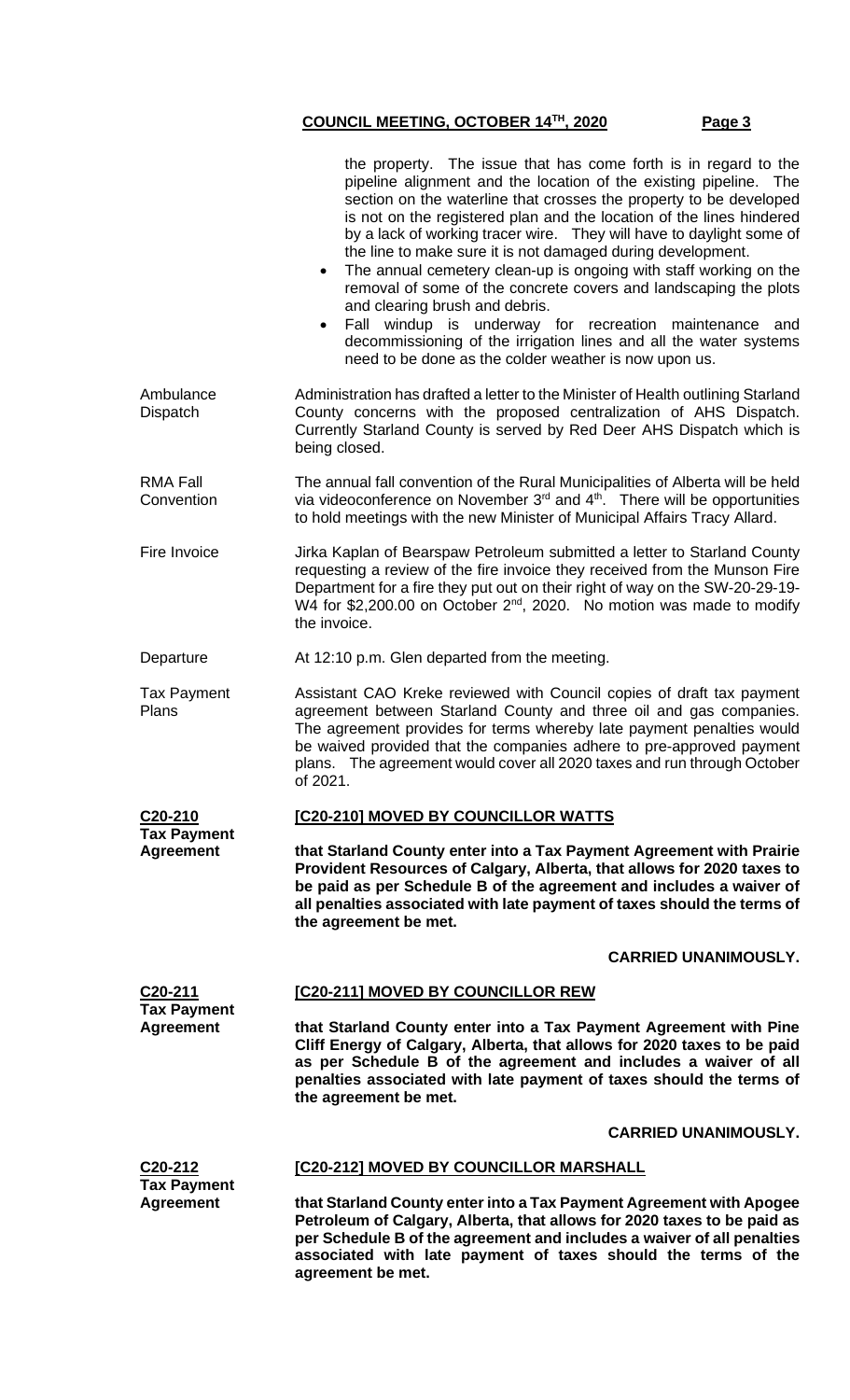the property. The issue that has come forth is in regard to the pipeline alignment and the location of the existing pipeline. The section on the waterline that crosses the property to be developed is not on the registered plan and the location of the lines hindered by a lack of working tracer wire. They will have to daylight some of the line to make sure it is not damaged during development.

- The annual cemetery clean-up is ongoing with staff working on the removal of some of the concrete covers and landscaping the plots and clearing brush and debris.
- Fall windup is underway for recreation maintenance and decommissioning of the irrigation lines and all the water systems need to be done as the colder weather is now upon us.

**Ambulance Dispatch**

Administration has drafted a letter to the Minister of Health outlining Starland County concerns with the proposed centralization of AHS Dispatch. Currently Starland County is served by Red Deer AHS Dispatch which is being closed.

**RMA Fall Convention**

The annual fall convention of the Rural Municipalities of Alberta will be held via videoconference on November 3rd and 4th. There will be opportunities to hold meetings with the new Minister of Municipal Affairs Tracy Allard.

**Fire Invoice**

Jirka Kaplan of Bearspaw Petroleum submitted a letter to Starland County requesting a review of the fire invoice they received from the Munson Fire Department for a fire they put out on their right of way on the SW-20-29-19-W4 for $2,200.00 on October 2nd, 2020. No motion was made to modify the invoice.

**Departure**

At 12:10 p.m. Glen departed from the meeting.

**Tax Payment Plans**

Assistant CAO Kreke reviewed with Council copies of draft tax payment agreement between Starland County and three oil and gas companies. The agreement provides for terms whereby late payment penalties would be waived provided that the companies adhere to pre-approved payment plans. The agreement would cover all 2020 taxes and run through October of 2021.

**C20-210**
**Tax Payment Agreement**

**[C20-210] MOVED BY COUNCILLOR WATTS**

**that Starland County enter into a Tax Payment Agreement with Prairie Provident Resources of Calgary, Alberta, that allows for 2020 taxes to be paid as per Schedule B of the agreement and includes a waiver of all penalties associated with late payment of taxes should the terms of the agreement be met.**

**CARRIED UNANIMOUSLY.**

**C20-211**
**Tax Payment Agreement**

**[C20-211] MOVED BY COUNCILLOR REW**

**that Starland County enter into a Tax Payment Agreement with Pine Cliff Energy of Calgary, Alberta, that allows for 2020 taxes to be paid as per Schedule B of the agreement and includes a waiver of all penalties associated with late payment of taxes should the terms of the agreement be met.**

**CARRIED UNANIMOUSLY.**

**C20-212**
**Tax Payment Agreement**

**[C20-212] MOVED BY COUNCILLOR MARSHALL**

**that Starland County enter into a Tax Payment Agreement with Apogee Petroleum of Calgary, Alberta, that allows for 2020 taxes to be paid as per Schedule B of the agreement and includes a waiver of all penalties associated with late payment of taxes should the terms of the agreement be met.**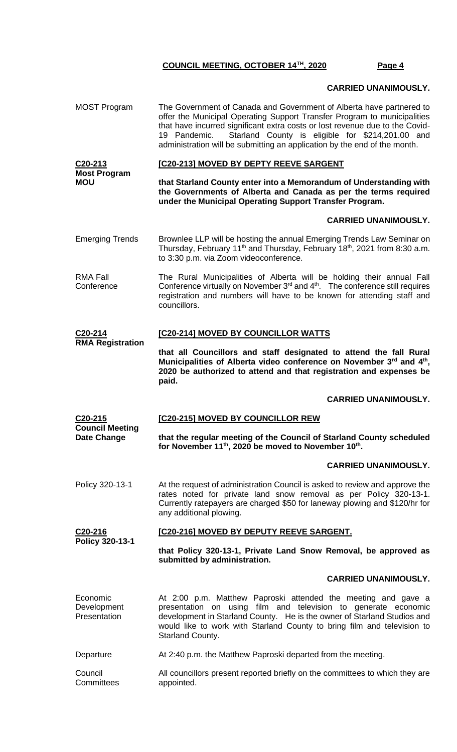**CARRIED UNANIMOUSLY.**

MOST Program — The Government of Canada and Government of Alberta have partnered to offer the Municipal Operating Support Transfer Program to municipalities that have incurred significant extra costs or lost revenue due to the Covid-19 Pandemic. Starland County is eligible for $214,201.00 and administration will be submitting an application by the end of the month.

**C20-213**
**Most Program MOU**

**[C20-213] MOVED BY DEPTY REEVE SARGENT**

**that Starland County enter into a Memorandum of Understanding with the Governments of Alberta and Canada as per the terms required under the Municipal Operating Support Transfer Program.**

**CARRIED UNANIMOUSLY.**

Emerging Trends — Brownlee LLP will be hosting the annual Emerging Trends Law Seminar on Thursday, February 11th and Thursday, February 18th, 2021 from 8:30 a.m. to 3:30 p.m. via Zoom videoconference.

RMA Fall Conference — The Rural Municipalities of Alberta will be holding their annual Fall Conference virtually on November 3rd and 4th. The conference still requires registration and numbers will have to be known for attending staff and councillors.

**C20-214**
**RMA Registration**

**[C20-214] MOVED BY COUNCILLOR WATTS**

**that all Councillors and staff designated to attend the fall Rural Municipalities of Alberta video conference on November 3rd and 4th, 2020 be authorized to attend and that registration and expenses be paid.**

**CARRIED UNANIMOUSLY.**

**C20-215**
**Council Meeting Date Change**

**[C20-215] MOVED BY COUNCILLOR REW**

**that the regular meeting of the Council of Starland County scheduled for November 11th, 2020 be moved to November 10th.**

**CARRIED UNANIMOUSLY.**

Policy 320-13-1 — At the request of administration Council is asked to review and approve the rates noted for private land snow removal as per Policy 320-13-1. Currently ratepayers are charged $50 for laneway plowing and $120/hr for any additional plowing.

**C20-216**
**Policy 320-13-1**

**[C20-216] MOVED BY DEPUTY REEVE SARGENT.**

**that Policy 320-13-1, Private Land Snow Removal, be approved as submitted by administration.**

**CARRIED UNANIMOUSLY.**

Economic Development Presentation — At 2:00 p.m. Matthew Paproski attended the meeting and gave a presentation on using film and television to generate economic development in Starland County. He is the owner of Starland Studios and would like to work with Starland County to bring film and television to Starland County.

Departure — At 2:40 p.m. the Matthew Paproski departed from the meeting.

Council Committees — All councillors present reported briefly on the committees to which they are appointed.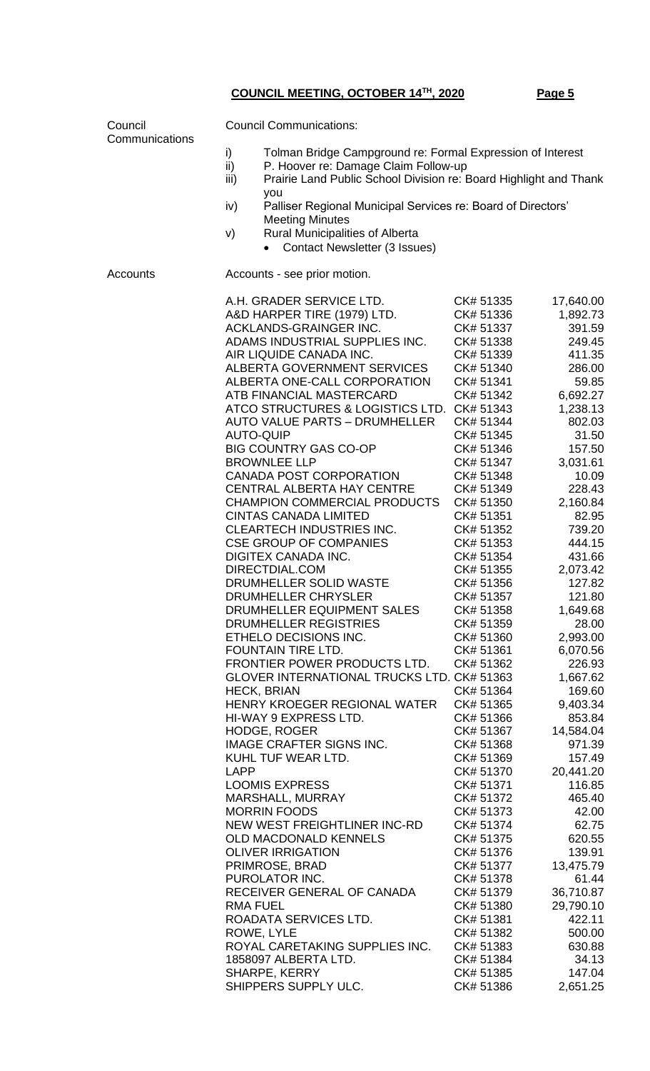**COUNCIL MEETING, OCTOBER 14TH, 2020**

Council Communications

Council Communications:

i) Tolman Bridge Campground re: Formal Expression of Interest
ii) P. Hoover re: Damage Claim Follow-up
iii) Prairie Land Public School Division re: Board Highlight and Thank you
iv) Palliser Regional Municipal Services re: Board of Directors' Meeting Minutes
v) Rural Municipalities of Alberta
   - Contact Newsletter (3 Issues)

Accounts

Accounts - see prior motion.

| | | |
|---|---|---|
| A.H. GRADER SERVICE LTD. | CK# 51335 | 17,640.00 |
| A&D HARPER TIRE (1979) LTD. | CK# 51336 | 1,892.73 |
| ACKLANDS-GRAINGER INC. | CK# 51337 | 391.59 |
| ADAMS INDUSTRIAL SUPPLIES INC. | CK# 51338 | 249.45 |
| AIR LIQUIDE CANADA INC. | CK# 51339 | 411.35 |
| ALBERTA GOVERNMENT SERVICES | CK# 51340 | 286.00 |
| ALBERTA ONE-CALL CORPORATION | CK# 51341 | 59.85 |
| ATB FINANCIAL MASTERCARD | CK# 51342 | 6,692.27 |
| ATCO STRUCTURES & LOGISTICS LTD. | CK# 51343 | 1,238.13 |
| AUTO VALUE PARTS – DRUMHELLER | CK# 51344 | 802.03 |
| AUTO-QUIP | CK# 51345 | 31.50 |
| BIG COUNTRY GAS CO-OP | CK# 51346 | 157.50 |
| BROWNLEE LLP | CK# 51347 | 3,031.61 |
| CANADA POST CORPORATION | CK# 51348 | 10.09 |
| CENTRAL ALBERTA HAY CENTRE | CK# 51349 | 228.43 |
| CHAMPION COMMERCIAL PRODUCTS | CK# 51350 | 2,160.84 |
| CINTAS CANADA LIMITED | CK# 51351 | 82.95 |
| CLEARTECH INDUSTRIES INC. | CK# 51352 | 739.20 |
| CSE GROUP OF COMPANIES | CK# 51353 | 444.15 |
| DIGITEX CANADA INC. | CK# 51354 | 431.66 |
| DIRECTDIAL.COM | CK# 51355 | 2,073.42 |
| DRUMHELLER SOLID WASTE | CK# 51356 | 127.82 |
| DRUMHELLER CHRYSLER | CK# 51357 | 121.80 |
| DRUMHELLER EQUIPMENT SALES | CK# 51358 | 1,649.68 |
| DRUMHELLER REGISTRIES | CK# 51359 | 28.00 |
| ETHELO DECISIONS INC. | CK# 51360 | 2,993.00 |
| FOUNTAIN TIRE LTD. | CK# 51361 | 6,070.56 |
| FRONTIER POWER PRODUCTS LTD. | CK# 51362 | 226.93 |
| GLOVER INTERNATIONAL TRUCKS LTD. | CK# 51363 | 1,667.62 |
| HECK, BRIAN | CK# 51364 | 169.60 |
| HENRY KROEGER REGIONAL WATER | CK# 51365 | 9,403.34 |
| HI-WAY 9 EXPRESS LTD. | CK# 51366 | 853.84 |
| HODGE, ROGER | CK# 51367 | 14,584.04 |
| IMAGE CRAFTER SIGNS INC. | CK# 51368 | 971.39 |
| KUHL TUF WEAR LTD. | CK# 51369 | 157.49 |
| LAPP | CK# 51370 | 20,441.20 |
| LOOMIS EXPRESS | CK# 51371 | 116.85 |
| MARSHALL, MURRAY | CK# 51372 | 465.40 |
| MORRIN FOODS | CK# 51373 | 42.00 |
| NEW WEST FREIGHTLINER INC-RD | CK# 51374 | 62.75 |
| OLD MACDONALD KENNELS | CK# 51375 | 620.55 |
| OLIVER IRRIGATION | CK# 51376 | 139.91 |
| PRIMROSE, BRAD | CK# 51377 | 13,475.79 |
| PUROLATOR INC. | CK# 51378 | 61.44 |
| RECEIVER GENERAL OF CANADA | CK# 51379 | 36,710.87 |
| RMA FUEL | CK# 51380 | 29,790.10 |
| ROADATA SERVICES LTD. | CK# 51381 | 422.11 |
| ROWE, LYLE | CK# 51382 | 500.00 |
| ROYAL CARETAKING SUPPLIES INC. | CK# 51383 | 630.88 |
| 1858097 ALBERTA LTD. | CK# 51384 | 34.13 |
| SHARPE, KERRY | CK# 51385 | 147.04 |
| SHIPPERS SUPPLY ULC. | CK# 51386 | 2,651.25 |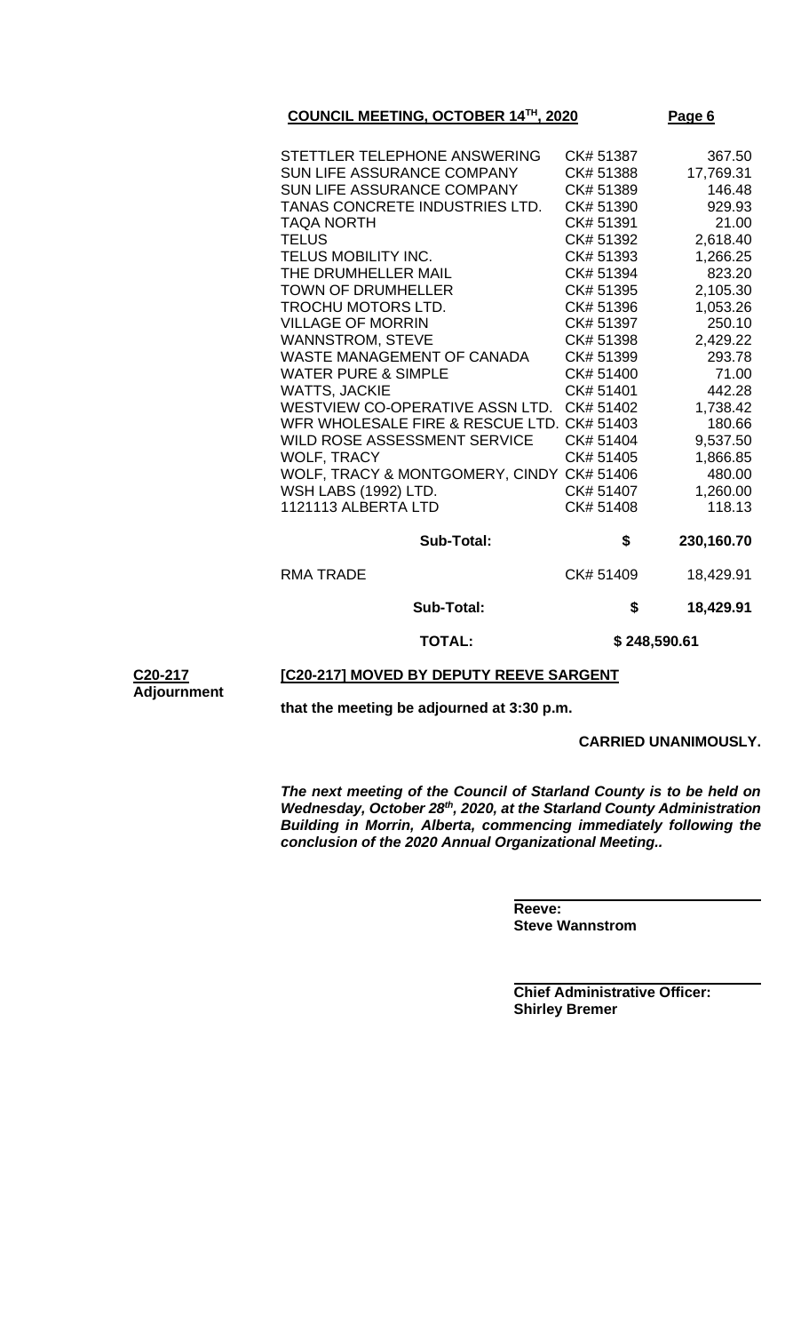| | | |
|---|---|---|
| STETTLER TELEPHONE ANSWERING | CK# 51387 | 367.50 |
| SUN LIFE ASSURANCE COMPANY | CK# 51388 | 17,769.31 |
| SUN LIFE ASSURANCE COMPANY | CK# 51389 | 146.48 |
| TANAS CONCRETE INDUSTRIES LTD. | CK# 51390 | 929.93 |
| TAQA NORTH | CK# 51391 | 21.00 |
| TELUS | CK# 51392 | 2,618.40 |
| TELUS MOBILITY INC. | CK# 51393 | 1,266.25 |
| THE DRUMHELLER MAIL | CK# 51394 | 823.20 |
| TOWN OF DRUMHELLER | CK# 51395 | 2,105.30 |
| TROCHU MOTORS LTD. | CK# 51396 | 1,053.26 |
| VILLAGE OF MORRIN | CK# 51397 | 250.10 |
| WANNSTROM, STEVE | CK# 51398 | 2,429.22 |
| WASTE MANAGEMENT OF CANADA | CK# 51399 | 293.78 |
| WATER PURE & SIMPLE | CK# 51400 | 71.00 |
| WATTS, JACKIE | CK# 51401 | 442.28 |
| WESTVIEW CO-OPERATIVE ASSN LTD. | CK# 51402 | 1,738.42 |
| WFR WHOLESALE FIRE & RESCUE LTD. | CK# 51403 | 180.66 |
| WILD ROSE ASSESSMENT SERVICE | CK# 51404 | 9,537.50 |
| WOLF, TRACY | CK# 51405 | 1,866.85 |
| WOLF, TRACY & MONTGOMERY, CINDY | CK# 51406 | 480.00 |
| WSH LABS (1992) LTD. | CK# 51407 | 1,260.00 |
| 1121113 ALBERTA LTD | CK# 51408 | 118.13 |
| **Sub-Total:** | **$** | **230,160.70** |
| RMA TRADE | CK# 51409 | 18,429.91 |
| **Sub-Total:** | **$** | **18,429.91** |
| **TOTAL:** | | **$ 248,590.61** |

**C20-217**
**Adjournment**

**[C20-217] MOVED BY DEPUTY REEVE SARGENT**

**that the meeting be adjourned at 3:30 p.m.**

**CARRIED UNANIMOUSLY.**

***The next meeting of the Council of Starland County is to be held on Wednesday, October 28th, 2020, at the Starland County Administration Building in Morrin, Alberta, commencing immediately following the conclusion of the 2020 Annual Organizational Meeting..***

**Reeve:**
**Steve Wannstrom**

**Chief Administrative Officer:**
**Shirley Bremer**